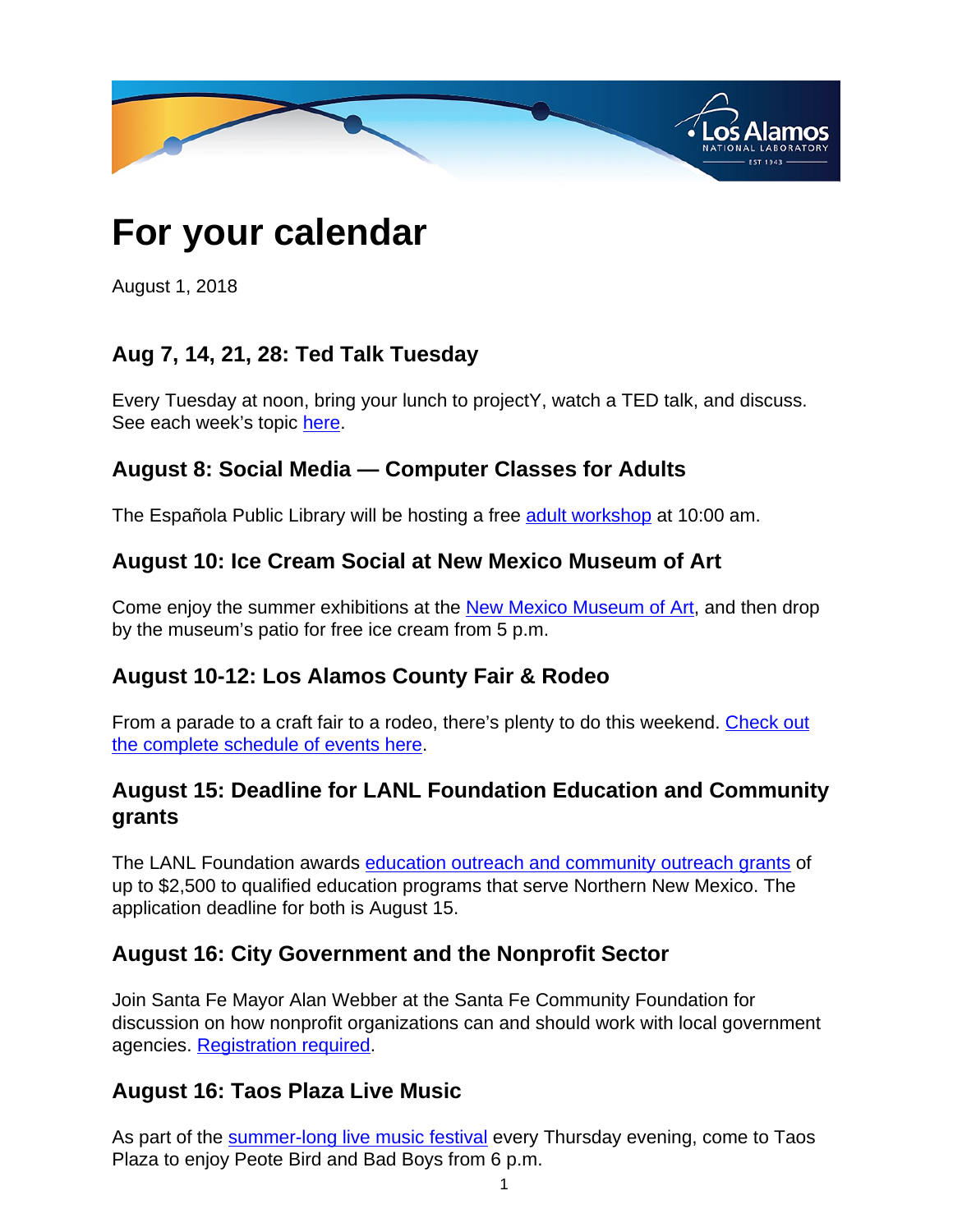# For your calendar

August 1, 2018

## Aug 7, 14, 21, 28: Ted Talk Tuesday

Every Tuesday at noon, bring your lunch to projectY, watch a TED talk, and discuss. See each week's topic here.

## August 8: Social Media — Computer Classes for Adults

The Española Public Library will be hosting a free adult workshop at 10:00 am.

## August 10: Ice Cream Social at New Mexico Museum of Art

Come enjoy the summer exhibitions at the New Mexico Museum of Art, and then drop by the museum's patio for free ice cream from 5 p.m.

## August 10-12: Los Alamos County Fair & Rodeo

From a parade to a craft fair to a rodeo, there's plenty to do this weekend. Check out the complete schedule of events here.

## August 15: Deadline for LANL Foundation Education and Community grants

The LANL Foundation awards education outreach and community outreach grants of up to $2,500 to qualified education programs that serve Northern New Mexico. The application deadline for both is August 15.

## August 16: City Government and the Nonprofit Sector

Join Santa Fe Mayor Alan Webber at the Santa Fe Community Foundation for discussion on how nonprofit organizations can and should work with local government agencies. Registration required.

## August 16: Taos Plaza Live Music

As part of the summer-long live music festival every Thursday evening, come to Taos Plaza to enjoy Peote Bird and Bad Boys from 6 p.m.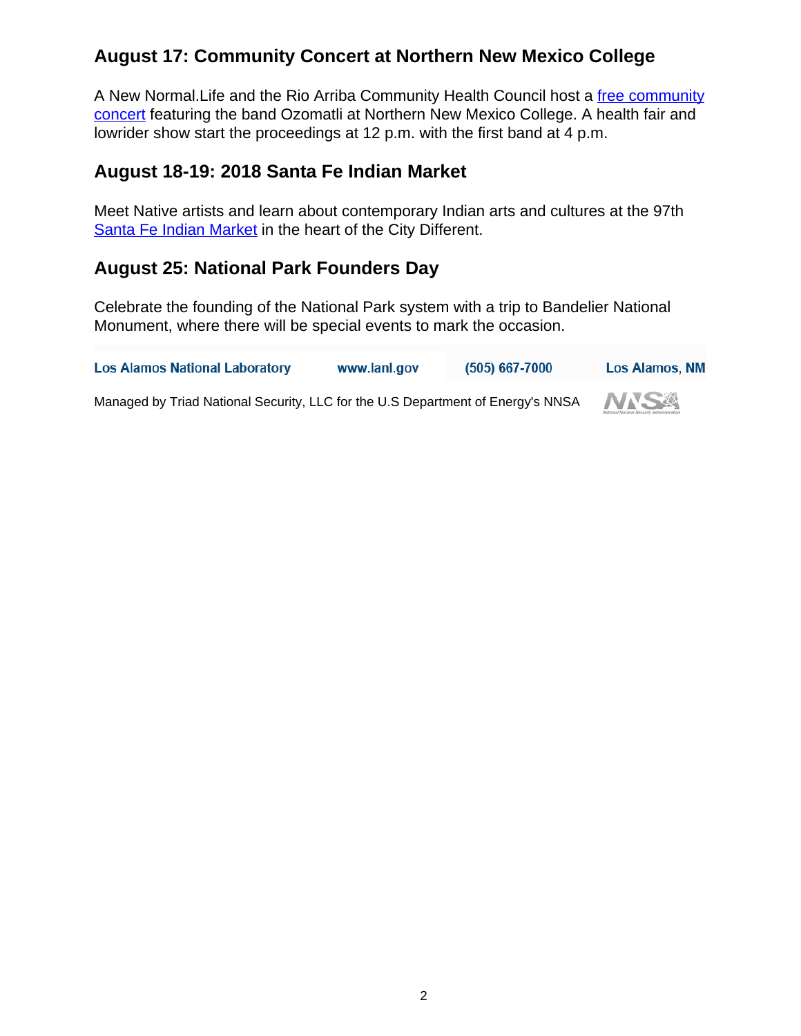## August 17: Community Concert at Northern New Mexico College

A New Normal.Life and the Rio Arriba Community Health Council host a free community concert featuring the band Ozomatli at Northern New Mexico College. A health fair and lowrider show start the proceedings at 12 p.m. with the first band at 4 p.m.

## August 18-19: 2018 Santa Fe Indian Market

Meet Native artists and learn about contemporary Indian arts and cultures at the 97th Santa Fe Indian Market in the heart of the City Different.

## August 25: National Park Founders Day

Celebrate the founding of the National Park system with a trip to Bandelier National Monument, where there will be special events to mark the occasion.

**Los Alamos National Laboratory** **www.lanl.gov** **(505) 667-7000** **Los Alamos, NM**

Managed by Triad National Security, LLC for the U.S Department of Energy's NNSA